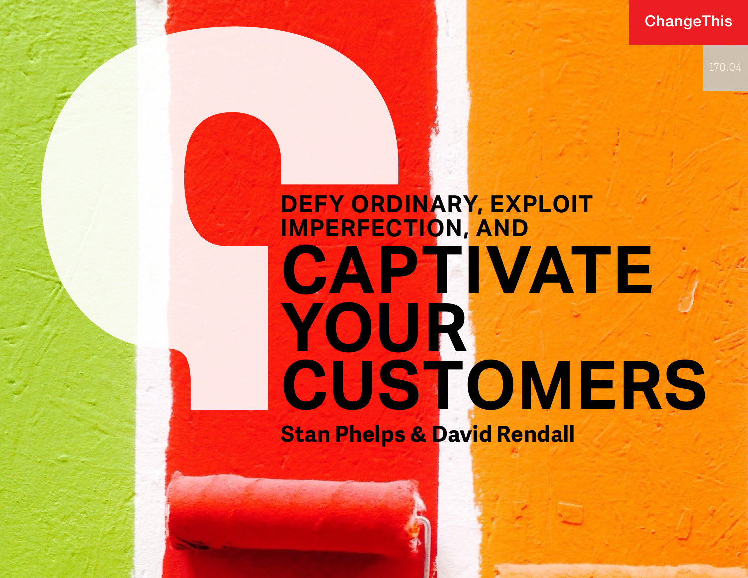ChangeThis

170.04

# DEFY ORDINARY, EXPLOIT IMPERFECTION, AND CAPTIVATE YOUR CUSTOMERS

**Stan Phelps & David Rendall**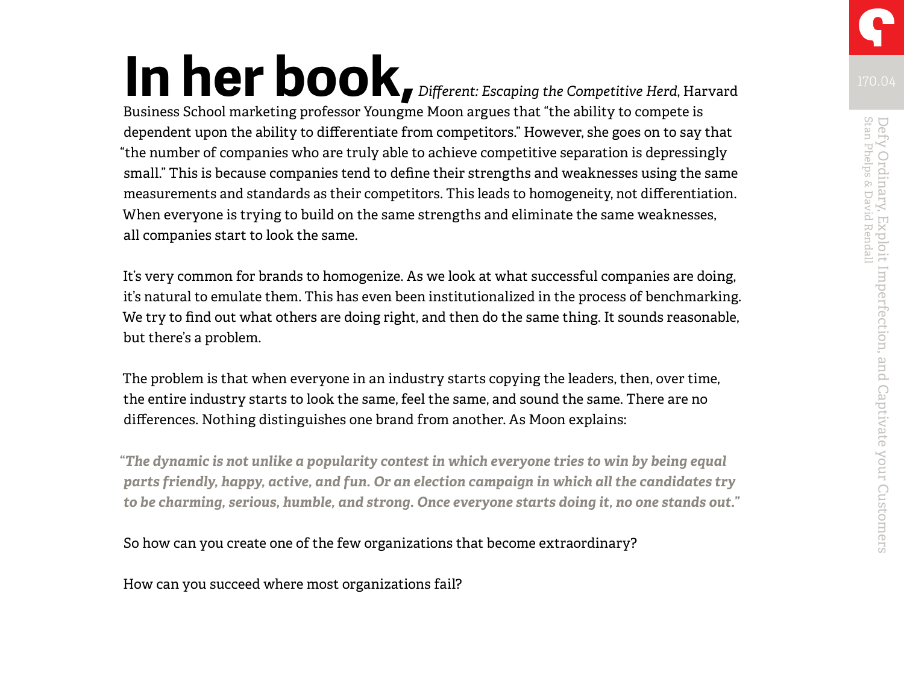**In her book,** *Different: Escaping the Competitive Herd*, Harvard Business School marketing professor Youngme Moon argues that "the ability to compete is dependent upon the ability to differentiate from competitors." However, she goes on to say that "the number of companies who are truly able to achieve competitive separation is depressingly small." This is because companies tend to define their strengths and weaknesses using the same measurements and standards as their competitors. This leads to homogeneity, not differentiation. When everyone is trying to build on the same strengths and eliminate the same weaknesses, all companies start to look the same.

It's very common for brands to homogenize. As we look at what successful companies are doing, it's natural to emulate them. This has even been institutionalized in the process of benchmarking. We try to find out what others are doing right, and then do the same thing. It sounds reasonable, but there's a problem.

The problem is that when everyone in an industry starts copying the leaders, then, over time, the entire industry starts to look the same, feel the same, and sound the same. There are no differences. Nothing distinguishes one brand from another. As Moon explains:

> ***"The dynamic is not unlike a popularity contest in which everyone tries to win by being equal parts friendly, happy, active, and fun. Or an election campaign in which all the candidates try to be charming, serious, humble, and strong. Once everyone starts doing it, no one stands out."***

So how can you create one of the few organizations that become extraordinary?

How can you succeed where most organizations fail?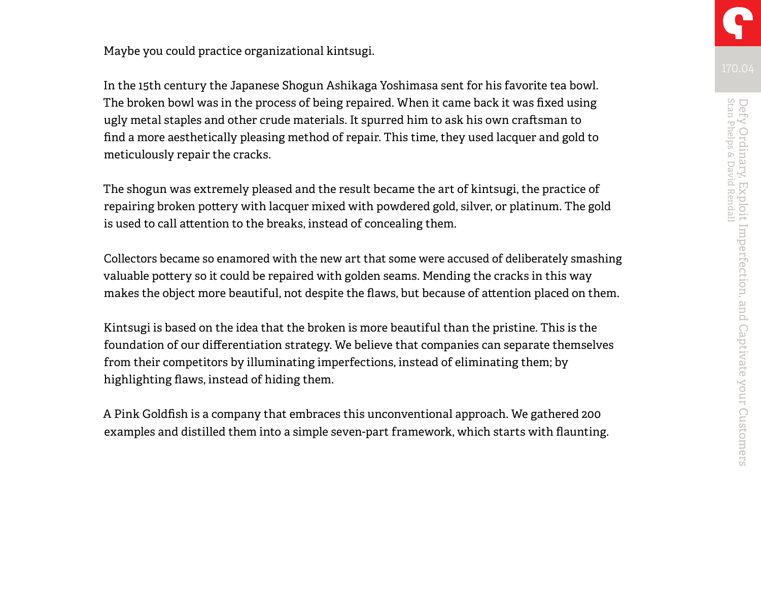Maybe you could practice organizational kintsugi.

In the 15th century the Japanese Shogun Ashikaga Yoshimasa sent for his favorite tea bowl. The broken bowl was in the process of being repaired. When it came back it was fixed using ugly metal staples and other crude materials. It spurred him to ask his own craftsman to find a more aesthetically pleasing method of repair. This time, they used lacquer and gold to meticulously repair the cracks.

The shogun was extremely pleased and the result became the art of kintsugi, the practice of repairing broken pottery with lacquer mixed with powdered gold, silver, or platinum. The gold is used to call attention to the breaks, instead of concealing them.

Collectors became so enamored with the new art that some were accused of deliberately smashing valuable pottery so it could be repaired with golden seams. Mending the cracks in this way makes the object more beautiful, not despite the flaws, but because of attention placed on them.

Kintsugi is based on the idea that the broken is more beautiful than the pristine. This is the foundation of our differentiation strategy. We believe that companies can separate themselves from their competitors by illuminating imperfections, instead of eliminating them; by highlighting flaws, instead of hiding them.

A Pink Goldfish is a company that embraces this unconventional approach. We gathered 200 examples and distilled them into a simple seven-part framework, which starts with flaunting.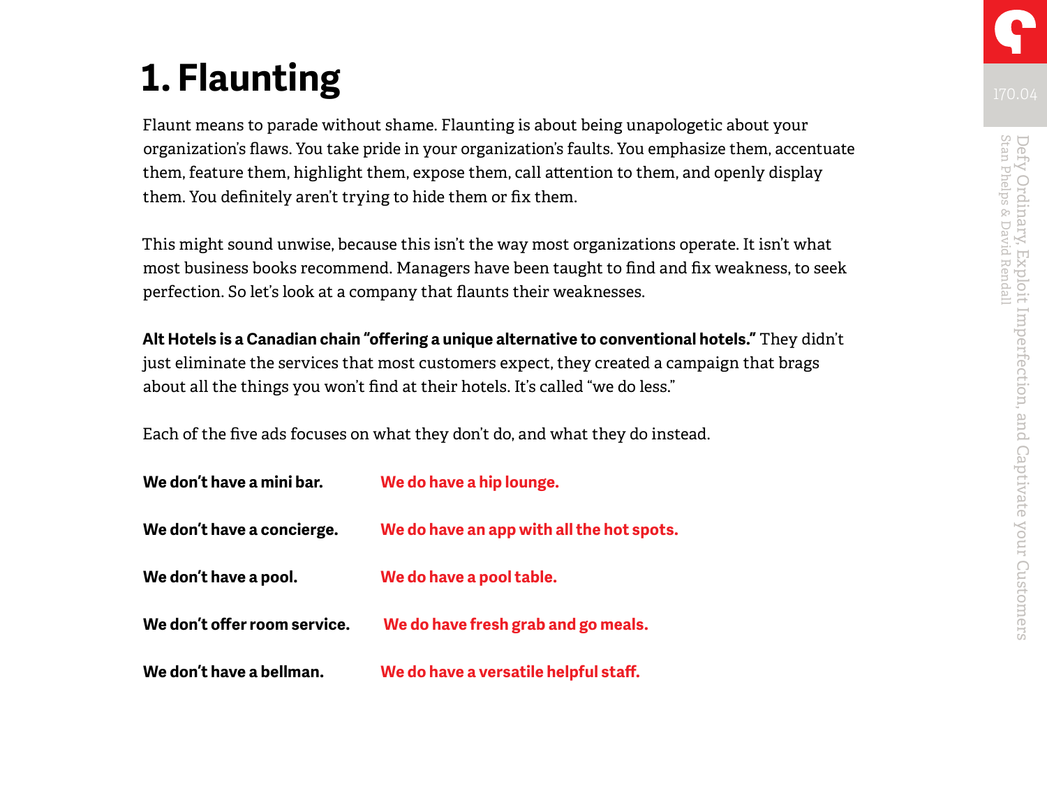# 1. Flaunting

Flaunt means to parade without shame. Flaunting is about being unapologetic about your organization's flaws. You take pride in your organization's faults. You emphasize them, accentuate them, feature them, highlight them, expose them, call attention to them, and openly display them. You definitely aren't trying to hide them or fix them.

This might sound unwise, because this isn't the way most organizations operate. It isn't what most business books recommend. Managers have been taught to find and fix weakness, to seek perfection. So let's look at a company that flaunts their weaknesses.

**Alt Hotels is a Canadian chain "offering a unique alternative to conventional hotels."** They didn't just eliminate the services that most customers expect, they created a campaign that brags about all the things you won't find at their hotels. It's called "we do less."

Each of the five ads focuses on what they don't do, and what they do instead.

| | |
|---|---|
| **We don't have a mini bar.** | **We do have a hip lounge.** |
| **We don't have a concierge.** | **We do have an app with all the hot spots.** |
| **We don't have a pool.** | **We do have a pool table.** |
| **We don't offer room service.** | **We do have fresh grab and go meals.** |
| **We don't have a bellman.** | **We do have a versatile helpful staff.** |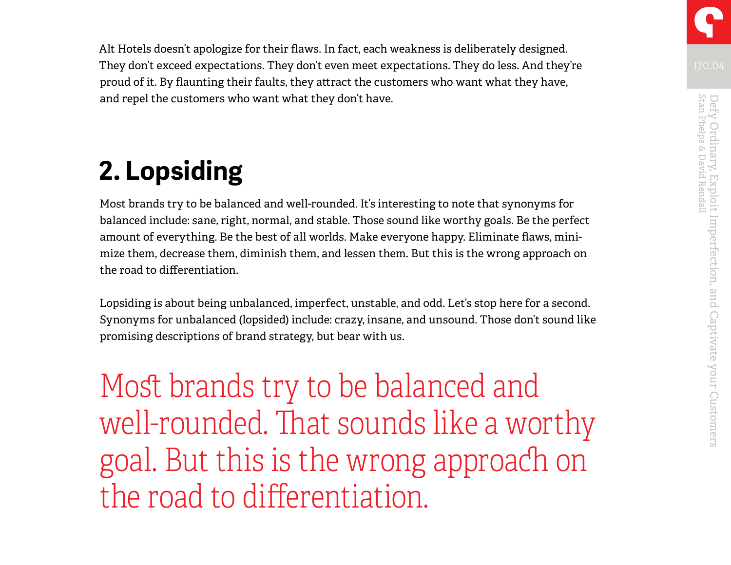Alt Hotels doesn't apologize for their flaws. In fact, each weakness is deliberately designed. They don't exceed expectations. They don't even meet expectations. They do less. And they're proud of it. By flaunting their faults, they attract the customers who want what they have, and repel the customers who want what they don't have.

## 2. Lopsiding

Most brands try to be balanced and well-rounded. It's interesting to note that synonyms for balanced include: sane, right, normal, and stable. Those sound like worthy goals. Be the perfect amount of everything. Be the best of all worlds. Make everyone happy. Eliminate flaws, minimize them, decrease them, diminish them, and lessen them. But this is the wrong approach on the road to differentiation.

Lopsiding is about being unbalanced, imperfect, unstable, and odd. Let's stop here for a second. Synonyms for unbalanced (lopsided) include: crazy, insane, and unsound. Those don't sound like promising descriptions of brand strategy, but bear with us.

> Most brands try to be balanced and well-rounded. That sounds like a worthy goal. But this is the wrong approach on the road to differentiation.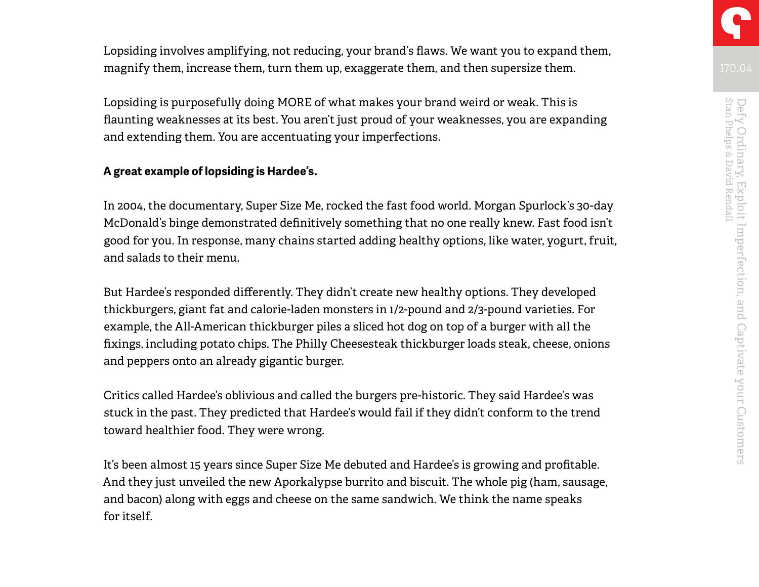Lopsiding involves amplifying, not reducing, your brand's flaws. We want you to expand them, magnify them, increase them, turn them up, exaggerate them, and then supersize them.

Lopsiding is purposefully doing MORE of what makes your brand weird or weak. This is flaunting weaknesses at its best. You aren't just proud of your weaknesses, you are expanding and extending them. You are accentuating your imperfections.

**A great example of lopsiding is Hardee's.**

In 2004, the documentary, Super Size Me, rocked the fast food world. Morgan Spurlock's 30-day McDonald's binge demonstrated definitively something that no one really knew. Fast food isn't good for you. In response, many chains started adding healthy options, like water, yogurt, fruit, and salads to their menu.

But Hardee's responded differently. They didn't create new healthy options. They developed thickburgers, giant fat and calorie-laden monsters in 1/2-pound and 2/3-pound varieties. For example, the All-American thickburger piles a sliced hot dog on top of a burger with all the fixings, including potato chips. The Philly Cheesesteak thickburger loads steak, cheese, onions and peppers onto an already gigantic burger.

Critics called Hardee's oblivious and called the burgers pre-historic. They said Hardee's was stuck in the past. They predicted that Hardee's would fail if they didn't conform to the trend toward healthier food. They were wrong.

It's been almost 15 years since Super Size Me debuted and Hardee's is growing and profitable. And they just unveiled the new Aporkalypse burrito and biscuit. The whole pig (ham, sausage, and bacon) along with eggs and cheese on the same sandwich. We think the name speaks for itself.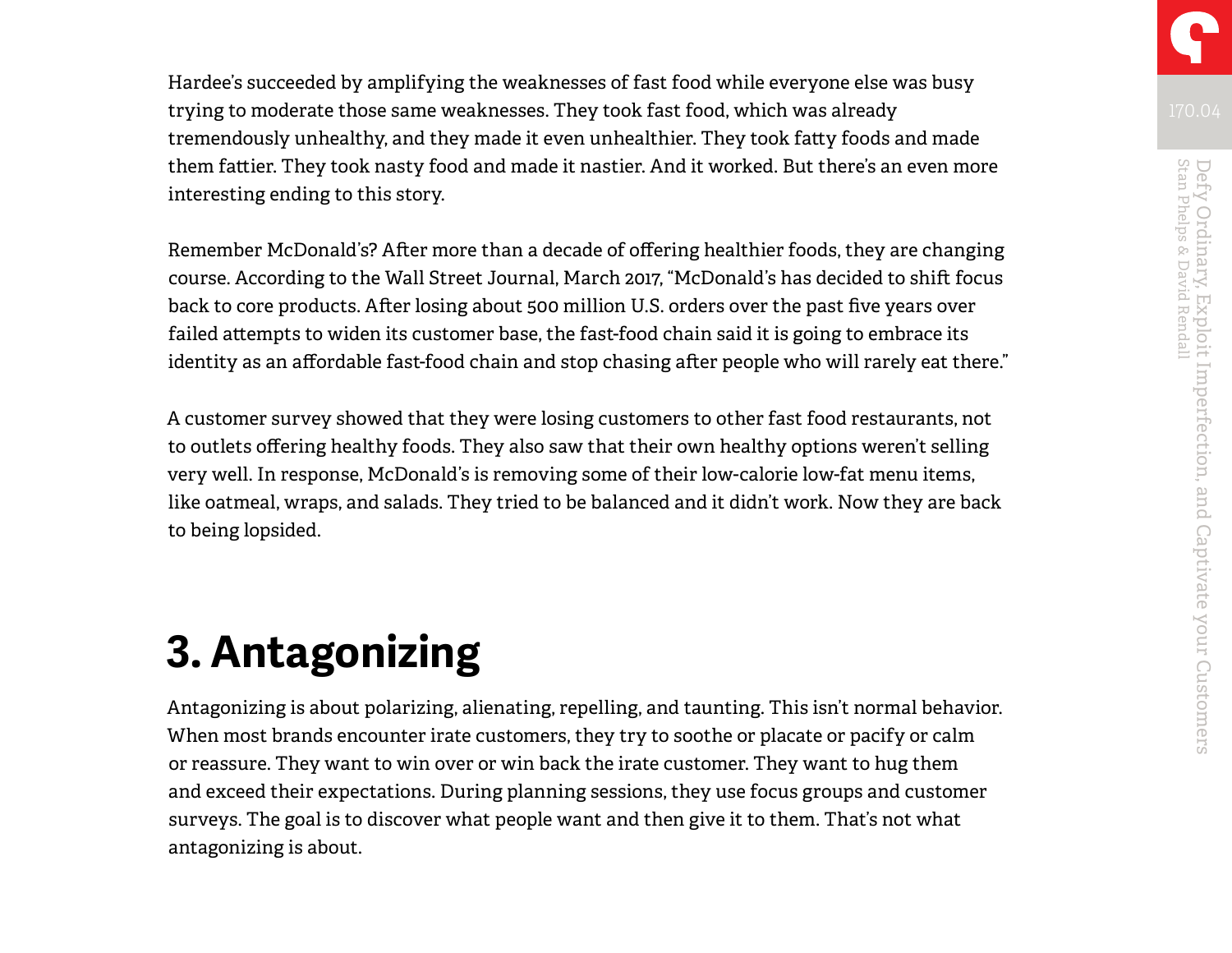Hardee's succeeded by amplifying the weaknesses of fast food while everyone else was busy trying to moderate those same weaknesses. They took fast food, which was already tremendously unhealthy, and they made it even unhealthier. They took fatty foods and made them fattier. They took nasty food and made it nastier. And it worked. But there's an even more interesting ending to this story.

Remember McDonald's? After more than a decade of offering healthier foods, they are changing course. According to the Wall Street Journal, March 2017, "McDonald's has decided to shift focus back to core products. After losing about 500 million U.S. orders over the past five years over failed attempts to widen its customer base, the fast-food chain said it is going to embrace its identity as an affordable fast-food chain and stop chasing after people who will rarely eat there."

A customer survey showed that they were losing customers to other fast food restaurants, not to outlets offering healthy foods. They also saw that their own healthy options weren't selling very well. In response, McDonald's is removing some of their low-calorie low-fat menu items, like oatmeal, wraps, and salads. They tried to be balanced and it didn't work. Now they are back to being lopsided.

## 3. Antagonizing

Antagonizing is about polarizing, alienating, repelling, and taunting. This isn't normal behavior. When most brands encounter irate customers, they try to soothe or placate or pacify or calm or reassure. They want to win over or win back the irate customer. They want to hug them and exceed their expectations. During planning sessions, they use focus groups and customer surveys. The goal is to discover what people want and then give it to them. That's not what antagonizing is about.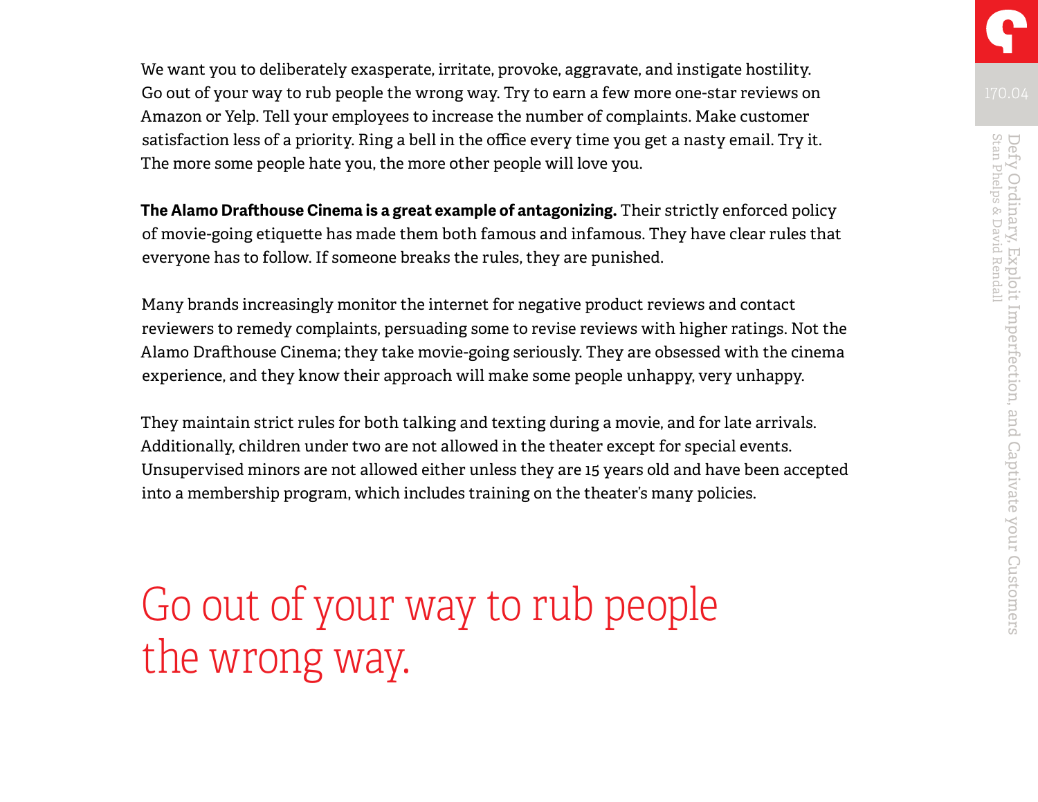We want you to deliberately exasperate, irritate, provoke, aggravate, and instigate hostility. Go out of your way to rub people the wrong way. Try to earn a few more one-star reviews on Amazon or Yelp. Tell your employees to increase the number of complaints. Make customer satisfaction less of a priority. Ring a bell in the office every time you get a nasty email. Try it. The more some people hate you, the more other people will love you.

**The Alamo Drafthouse Cinema is a great example of antagonizing.** Their strictly enforced policy of movie-going etiquette has made them both famous and infamous. They have clear rules that everyone has to follow. If someone breaks the rules, they are punished.

Many brands increasingly monitor the internet for negative product reviews and contact reviewers to remedy complaints, persuading some to revise reviews with higher ratings. Not the Alamo Drafthouse Cinema; they take movie-going seriously. They are obsessed with the cinema experience, and they know their approach will make some people unhappy, very unhappy.

They maintain strict rules for both talking and texting during a movie, and for late arrivals. Additionally, children under two are not allowed in the theater except for special events. Unsupervised minors are not allowed either unless they are 15 years old and have been accepted into a membership program, which includes training on the theater's many policies.

## Go out of your way to rub people the wrong way.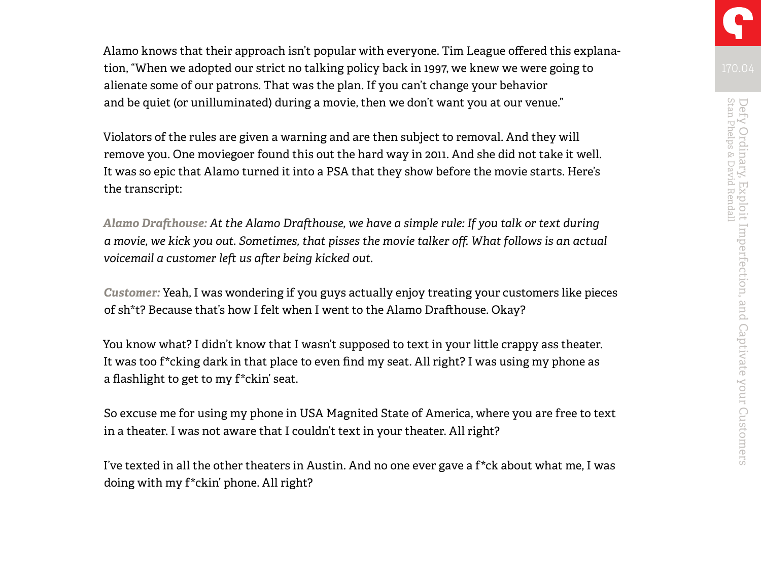Alamo knows that their approach isn't popular with everyone. Tim League offered this explanation, "When we adopted our strict no talking policy back in 1997, we knew we were going to alienate some of our patrons. That was the plan. If you can't change your behavior and be quiet (or unilluminated) during a movie, then we don't want you at our venue."

Violators of the rules are given a warning and are then subject to removal. And they will remove you. One moviegoer found this out the hard way in 2011. And she did not take it well. It was so epic that Alamo turned it into a PSA that they show before the movie starts. Here's the transcript:

***Alamo Drafthouse:*** *At the Alamo Drafthouse, we have a simple rule: If you talk or text during a movie, we kick you out. Sometimes, that pisses the movie talker off. What follows is an actual voicemail a customer left us after being kicked out.*

***Customer:*** Yeah, I was wondering if you guys actually enjoy treating your customers like pieces of sh*t? Because that's how I felt when I went to the Alamo Drafthouse. Okay?

You know what? I didn't know that I wasn't supposed to text in your little crappy ass theater. It was too f*cking dark in that place to even find my seat. All right? I was using my phone as a flashlight to get to my f*ckin' seat.

So excuse me for using my phone in USA Magnited State of America, where you are free to text in a theater. I was not aware that I couldn't text in your theater. All right?

I've texted in all the other theaters in Austin. And no one ever gave a f*ck about what me, I was doing with my f*ckin' phone. All right?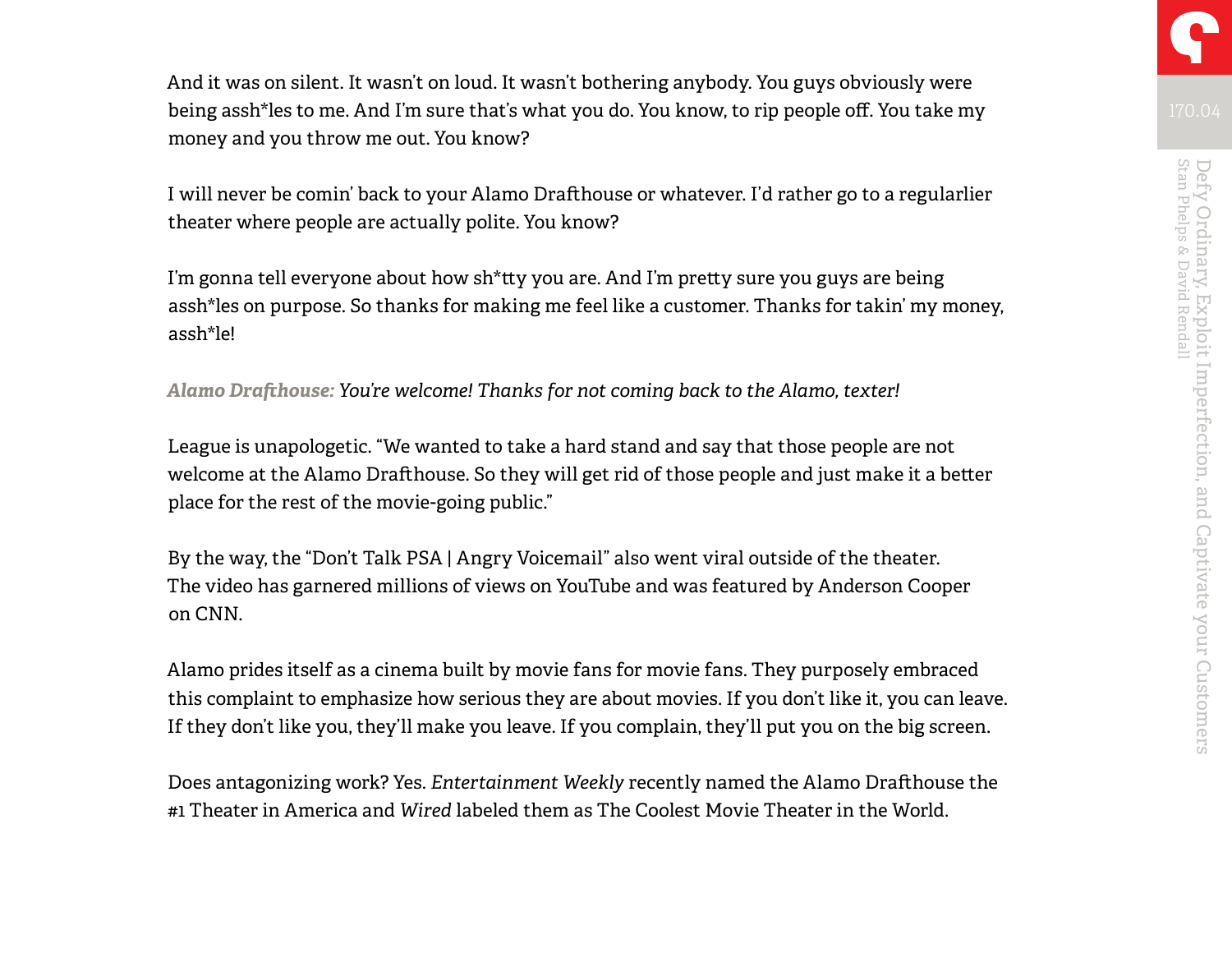And it was on silent. It wasn't on loud. It wasn't bothering anybody. You guys obviously were being assh*les to me. And I'm sure that's what you do. You know, to rip people off. You take my money and you throw me out. You know?

I will never be comin' back to your Alamo Drafthouse or whatever. I'd rather go to a regularlier theater where people are actually polite. You know?

I'm gonna tell everyone about how sh*tty you are. And I'm pretty sure you guys are being assh*les on purpose. So thanks for making me feel like a customer. Thanks for takin' my money, assh*le!

***Alamo Drafthouse:*** *You're welcome! Thanks for not coming back to the Alamo, texter!*

League is unapologetic. "We wanted to take a hard stand and say that those people are not welcome at the Alamo Drafthouse. So they will get rid of those people and just make it a better place for the rest of the movie-going public."

By the way, the "Don't Talk PSA | Angry Voicemail" also went viral outside of the theater. The video has garnered millions of views on YouTube and was featured by Anderson Cooper on CNN.

Alamo prides itself as a cinema built by movie fans for movie fans. They purposely embraced this complaint to emphasize how serious they are about movies. If you don't like it, you can leave. If they don't like you, they'll make you leave. If you complain, they'll put you on the big screen.

Does antagonizing work? Yes. *Entertainment Weekly* recently named the Alamo Drafthouse the #1 Theater in America and *Wired* labeled them as The Coolest Movie Theater in the World.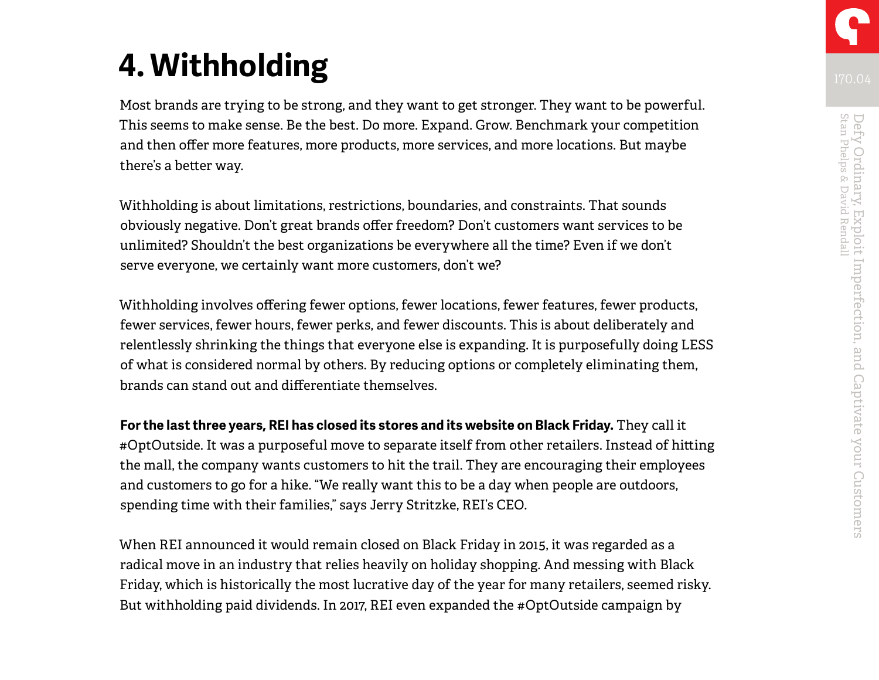# 4. Withholding

Most brands are trying to be strong, and they want to get stronger. They want to be powerful. This seems to make sense. Be the best. Do more. Expand. Grow. Benchmark your competition and then offer more features, more products, more services, and more locations. But maybe there's a better way.

Withholding is about limitations, restrictions, boundaries, and constraints. That sounds obviously negative. Don't great brands offer freedom? Don't customers want services to be unlimited? Shouldn't the best organizations be everywhere all the time? Even if we don't serve everyone, we certainly want more customers, don't we?

Withholding involves offering fewer options, fewer locations, fewer features, fewer products, fewer services, fewer hours, fewer perks, and fewer discounts. This is about deliberately and relentlessly shrinking the things that everyone else is expanding. It is purposefully doing LESS of what is considered normal by others. By reducing options or completely eliminating them, brands can stand out and differentiate themselves.

**For the last three years, REI has closed its stores and its website on Black Friday.** They call it #OptOutside. It was a purposeful move to separate itself from other retailers. Instead of hitting the mall, the company wants customers to hit the trail. They are encouraging their employees and customers to go for a hike. "We really want this to be a day when people are outdoors, spending time with their families," says Jerry Stritzke, REI's CEO.

When REI announced it would remain closed on Black Friday in 2015, it was regarded as a radical move in an industry that relies heavily on holiday shopping. And messing with Black Friday, which is historically the most lucrative day of the year for many retailers, seemed risky. But withholding paid dividends. In 2017, REI even expanded the #OptOutside campaign by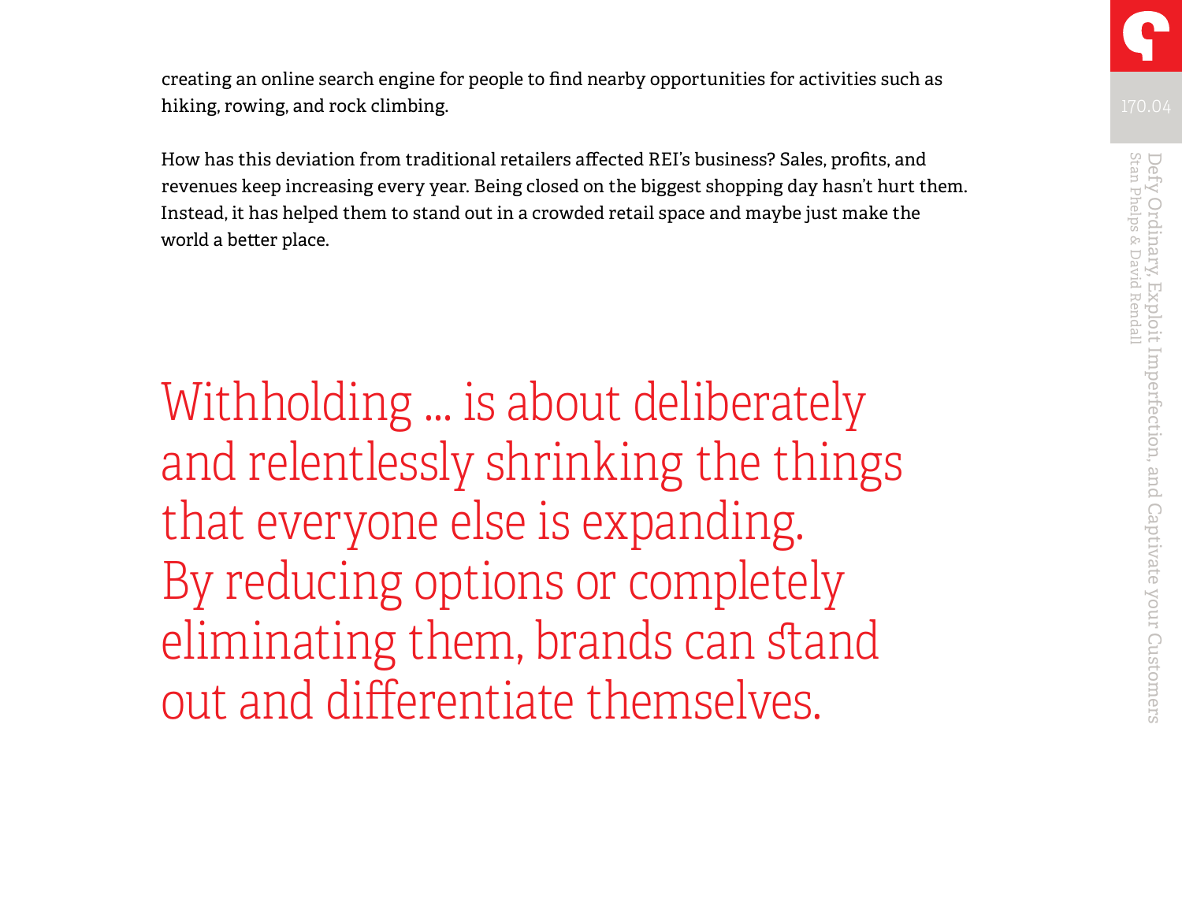creating an online search engine for people to find nearby opportunities for activities such as hiking, rowing, and rock climbing.

How has this deviation from traditional retailers affected REI's business? Sales, profits, and revenues keep increasing every year. Being closed on the biggest shopping day hasn't hurt them. Instead, it has helped them to stand out in a crowded retail space and maybe just make the world a better place.

> Withholding ... is about deliberately and relentlessly shrinking the things that everyone else is expanding. By reducing options or completely eliminating them, brands can stand out and differentiate themselves.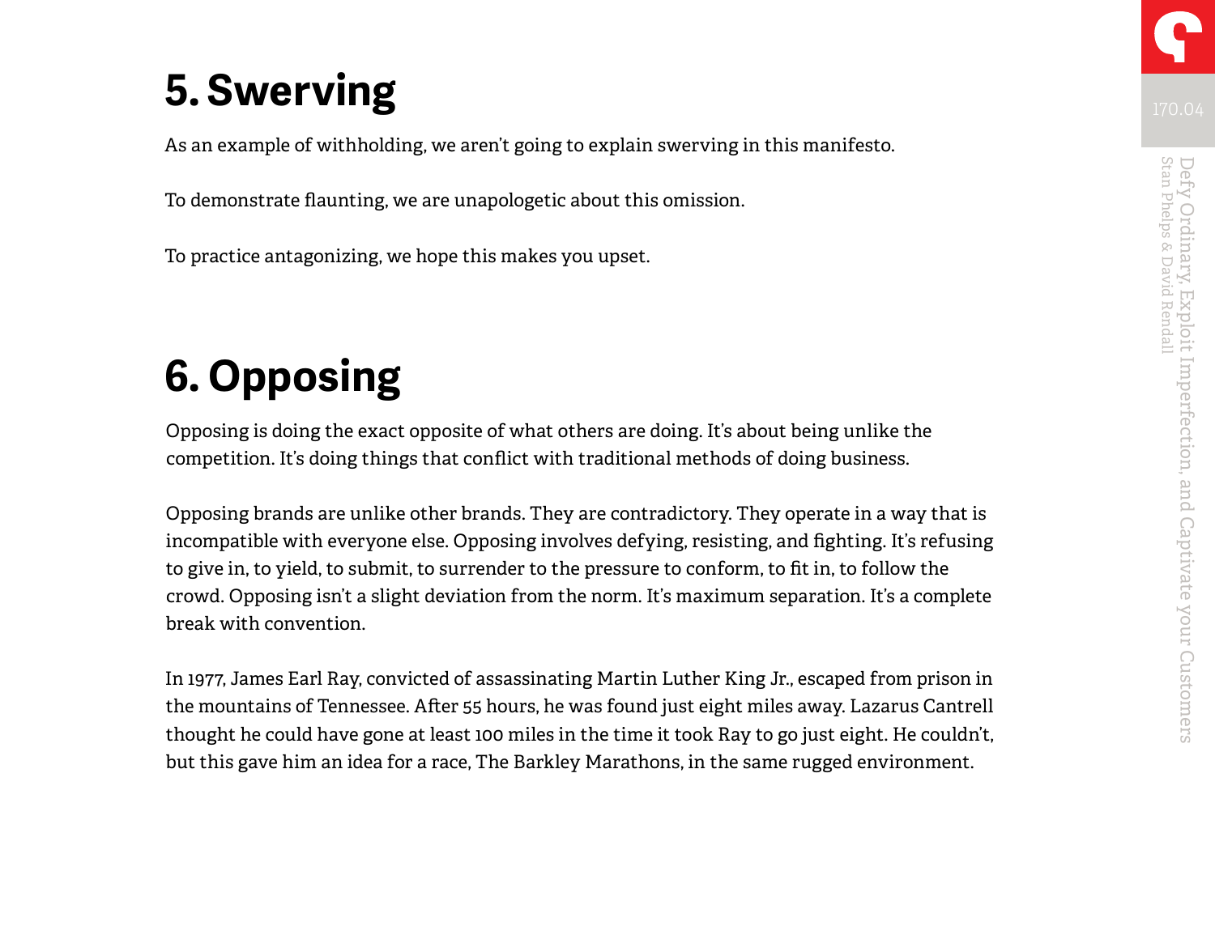# 5. Swerving

As an example of withholding, we aren't going to explain swerving in this manifesto.

To demonstrate flaunting, we are unapologetic about this omission.

To practice antagonizing, we hope this makes you upset.

# 6. Opposing

Opposing is doing the exact opposite of what others are doing. It's about being unlike the competition. It's doing things that conflict with traditional methods of doing business.

Opposing brands are unlike other brands. They are contradictory. They operate in a way that is incompatible with everyone else. Opposing involves defying, resisting, and fighting. It's refusing to give in, to yield, to submit, to surrender to the pressure to conform, to fit in, to follow the crowd. Opposing isn't a slight deviation from the norm. It's maximum separation. It's a complete break with convention.

In 1977, James Earl Ray, convicted of assassinating Martin Luther King Jr., escaped from prison in the mountains of Tennessee. After 55 hours, he was found just eight miles away. Lazarus Cantrell thought he could have gone at least 100 miles in the time it took Ray to go just eight. He couldn't, but this gave him an idea for a race, The Barkley Marathons, in the same rugged environment.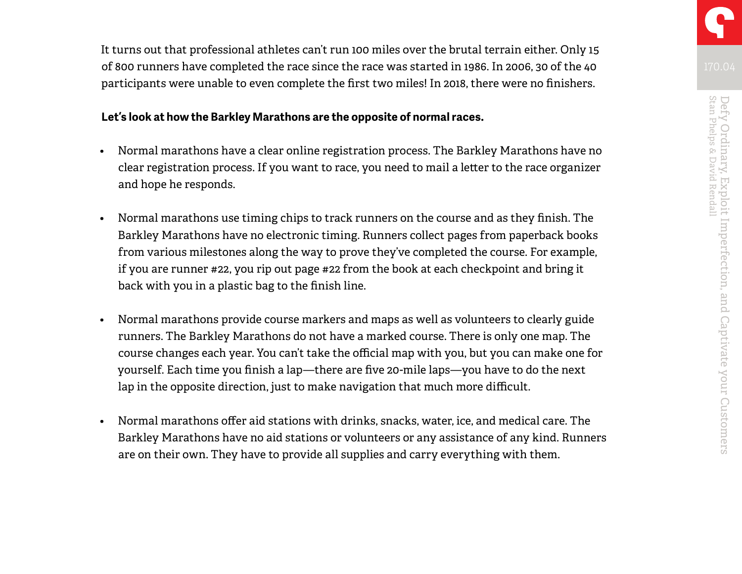It turns out that professional athletes can't run 100 miles over the brutal terrain either. Only 15 of 800 runners have completed the race since the race was started in 1986. In 2006, 30 of the 40 participants were unable to even complete the first two miles! In 2018, there were no finishers.

**Let's look at how the Barkley Marathons are the opposite of normal races.**

- Normal marathons have a clear online registration process. The Barkley Marathons have no clear registration process. If you want to race, you need to mail a letter to the race organizer and hope he responds.

- Normal marathons use timing chips to track runners on the course and as they finish. The Barkley Marathons have no electronic timing. Runners collect pages from paperback books from various milestones along the way to prove they've completed the course. For example, if you are runner #22, you rip out page #22 from the book at each checkpoint and bring it back with you in a plastic bag to the finish line.

- Normal marathons provide course markers and maps as well as volunteers to clearly guide runners. The Barkley Marathons do not have a marked course. There is only one map. The course changes each year. You can't take the official map with you, but you can make one for yourself. Each time you finish a lap—there are five 20-mile laps—you have to do the next lap in the opposite direction, just to make navigation that much more difficult.

- Normal marathons offer aid stations with drinks, snacks, water, ice, and medical care. The Barkley Marathons have no aid stations or volunteers or any assistance of any kind. Runners are on their own. They have to provide all supplies and carry everything with them.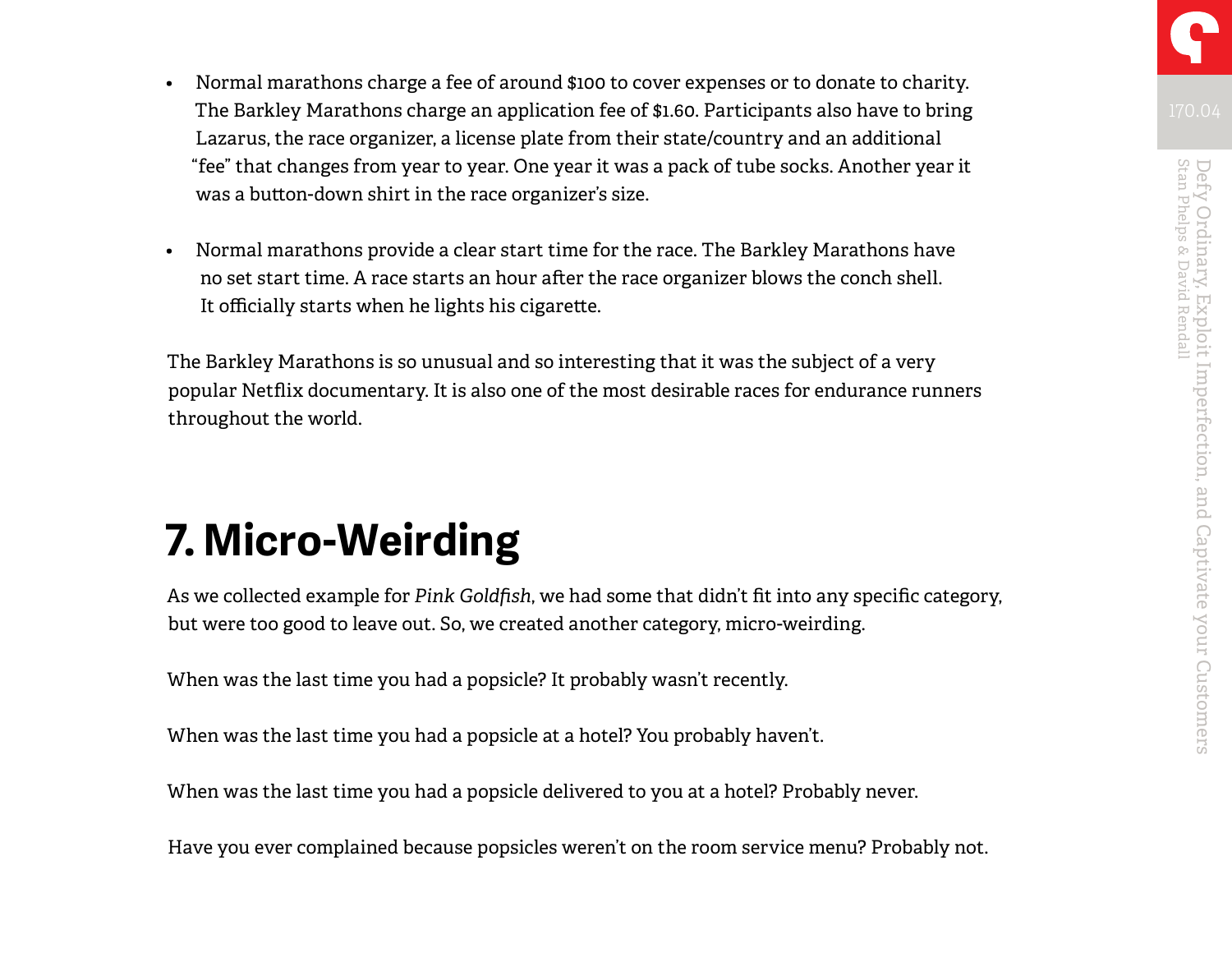- Normal marathons charge a fee of around $100 to cover expenses or to donate to charity. The Barkley Marathons charge an application fee of $1.60. Participants also have to bring Lazarus, the race organizer, a license plate from their state/country and an additional "fee" that changes from year to year. One year it was a pack of tube socks. Another year it was a button-down shirt in the race organizer's size.

- Normal marathons provide a clear start time for the race. The Barkley Marathons have no set start time. A race starts an hour after the race organizer blows the conch shell. It officially starts when he lights his cigarette.

The Barkley Marathons is so unusual and so interesting that it was the subject of a very popular Netflix documentary. It is also one of the most desirable races for endurance runners throughout the world.

# 7. Micro-Weirding

As we collected example for *Pink Goldfish*, we had some that didn't fit into any specific category, but were too good to leave out. So, we created another category, micro-weirding.

When was the last time you had a popsicle? It probably wasn't recently.

When was the last time you had a popsicle at a hotel? You probably haven't.

When was the last time you had a popsicle delivered to you at a hotel? Probably never.

Have you ever complained because popsicles weren't on the room service menu? Probably not.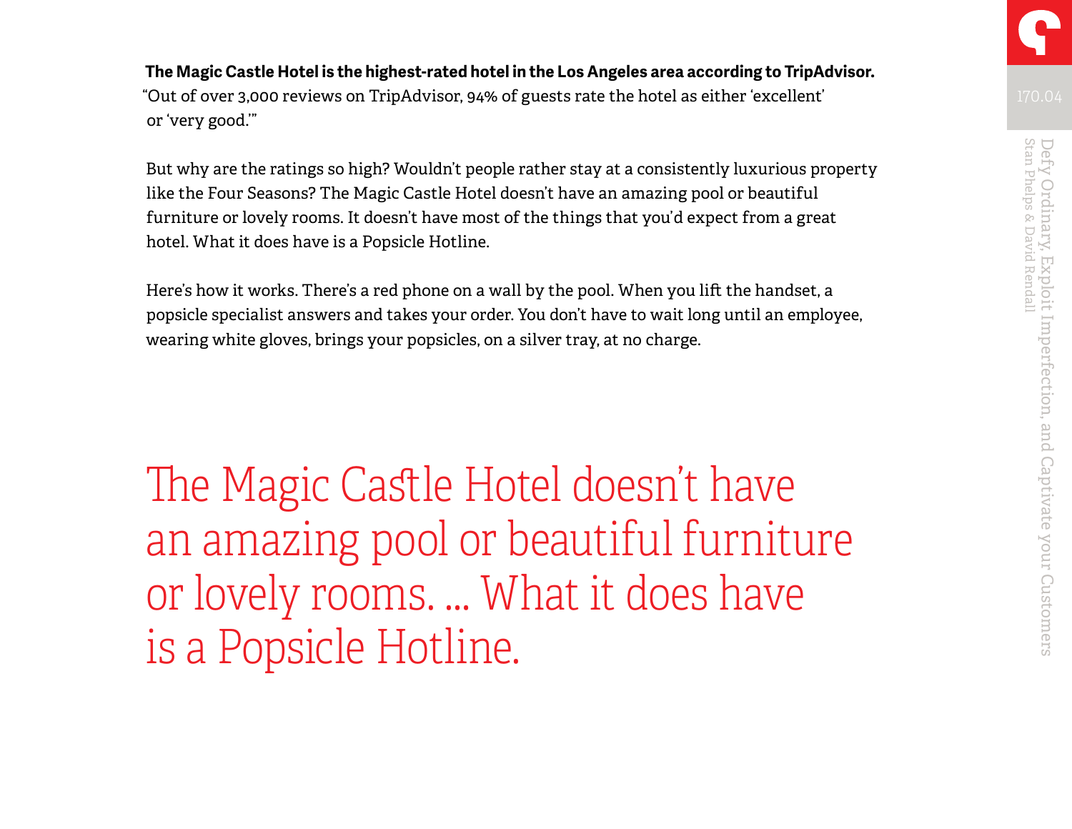**The Magic Castle Hotel is the highest-rated hotel in the Los Angeles area according to TripAdvisor.** "Out of over 3,000 reviews on TripAdvisor, 94% of guests rate the hotel as either 'excellent' or 'very good.'"

But why are the ratings so high? Wouldn't people rather stay at a consistently luxurious property like the Four Seasons? The Magic Castle Hotel doesn't have an amazing pool or beautiful furniture or lovely rooms. It doesn't have most of the things that you'd expect from a great hotel. What it does have is a Popsicle Hotline.

Here's how it works. There's a red phone on a wall by the pool. When you lift the handset, a popsicle specialist answers and takes your order. You don't have to wait long until an employee, wearing white gloves, brings your popsicles, on a silver tray, at no charge.

> The Magic Castle Hotel doesn't have an amazing pool or beautiful furniture or lovely rooms. ... What it does have is a Popsicle Hotline.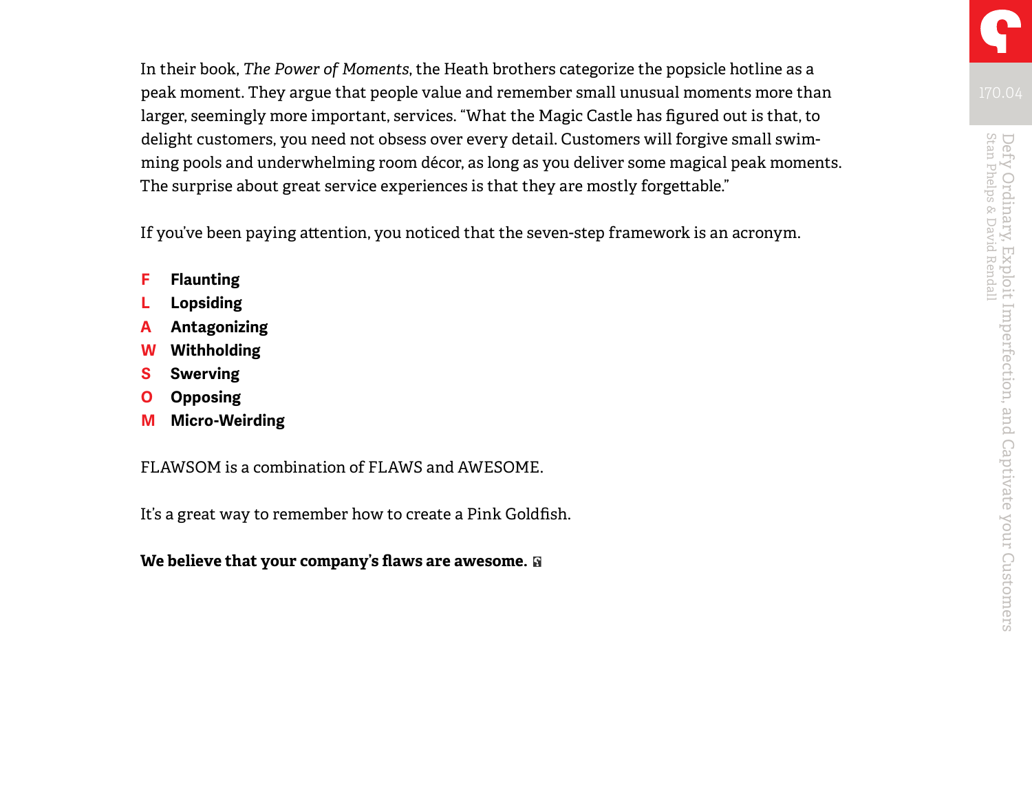In their book, *The Power of Moments*, the Heath brothers categorize the popsicle hotline as a peak moment. They argue that people value and remember small unusual moments more than larger, seemingly more important, services. "What the Magic Castle has figured out is that, to delight customers, you need not obsess over every detail. Customers will forgive small swimming pools and underwhelming room décor, as long as you deliver some magical peak moments. The surprise about great service experiences is that they are mostly forgettable."

If you've been paying attention, you noticed that the seven-step framework is an acronym.

- **F** **Flaunting**
- **L** **Lopsiding**
- **A** **Antagonizing**
- **W** **Withholding**
- **S** **Swerving**
- **O** **Opposing**
- **M** **Micro-Weirding**

FLAWSOM is a combination of FLAWS and AWESOME.

It's a great way to remember how to create a Pink Goldfish.

**We believe that your company's flaws are awesome.**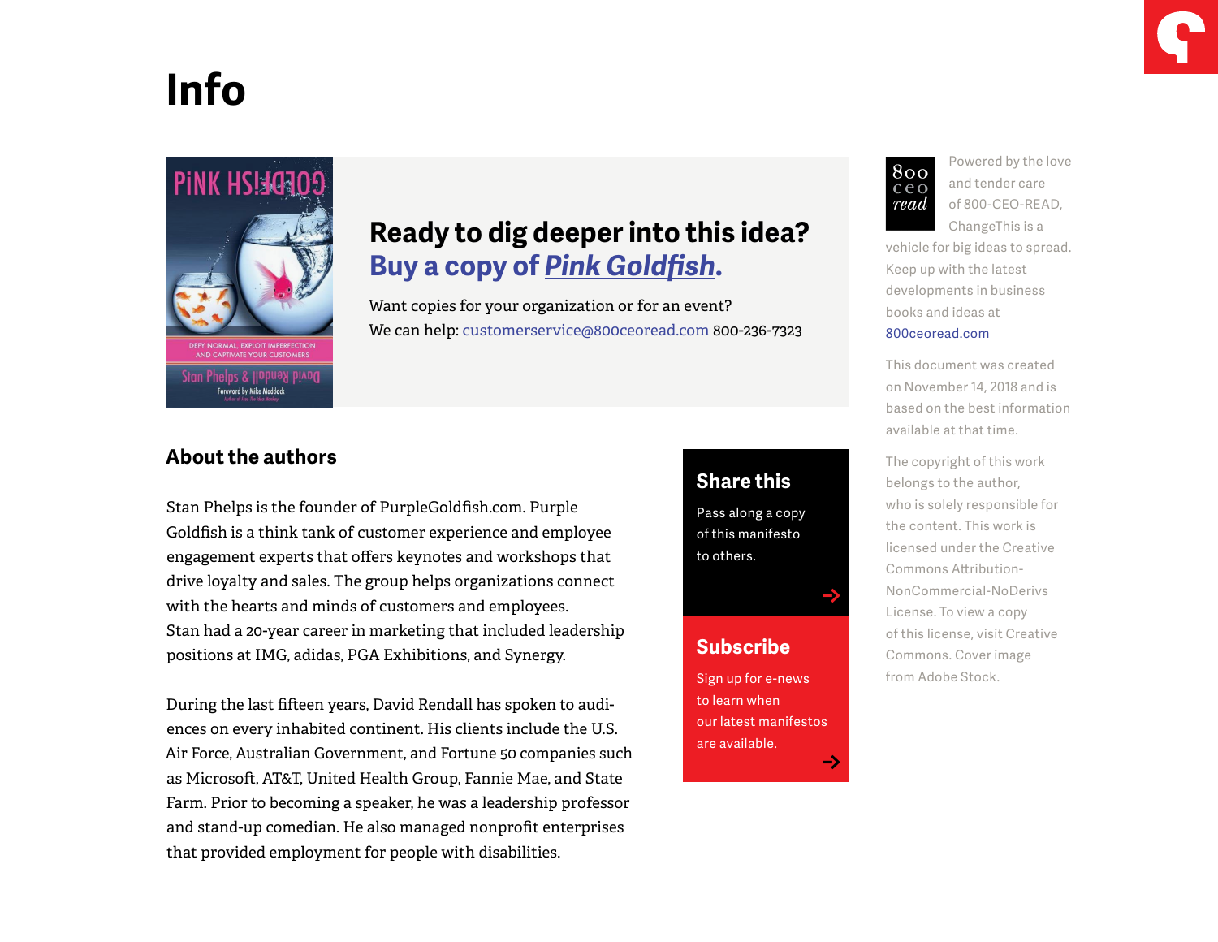# Info

## Ready to dig deeper into this idea?
## Buy a copy of *Pink Goldfish*.

Want copies for your organization or for an event?
We can help: customerservice@800ceoread.com 800-236-7323

### About the authors

Stan Phelps is the founder of PurpleGoldfish.com. Purple Goldfish is a think tank of customer experience and employee engagement experts that offers keynotes and workshops that drive loyalty and sales. The group helps organizations connect with the hearts and minds of customers and employees. Stan had a 20-year career in marketing that included leadership positions at IMG, adidas, PGA Exhibitions, and Synergy.

During the last fifteen years, David Rendall has spoken to audiences on every inhabited continent. His clients include the U.S. Air Force, Australian Government, and Fortune 50 companies such as Microsoft, AT&T, United Health Group, Fannie Mae, and State Farm. Prior to becoming a speaker, he was a leadership professor and stand-up comedian. He also managed nonprofit enterprises that provided employment for people with disabilities.

### Share this

Pass along a copy of this manifesto to others.

### Subscribe

Sign up for e-news to learn when our latest manifestos are available.

Powered by the love and tender care of 800-CEO-READ, ChangeThis is a vehicle for big ideas to spread. Keep up with the latest developments in business books and ideas at 800ceoread.com

This document was created on November 14, 2018 and is based on the best information available at that time.

The copyright of this work belongs to the author, who is solely responsible for the content. This work is licensed under the Creative Commons Attribution-NonCommercial-NoDerivs License. To view a copy of this license, visit Creative Commons. Cover image from Adobe Stock.